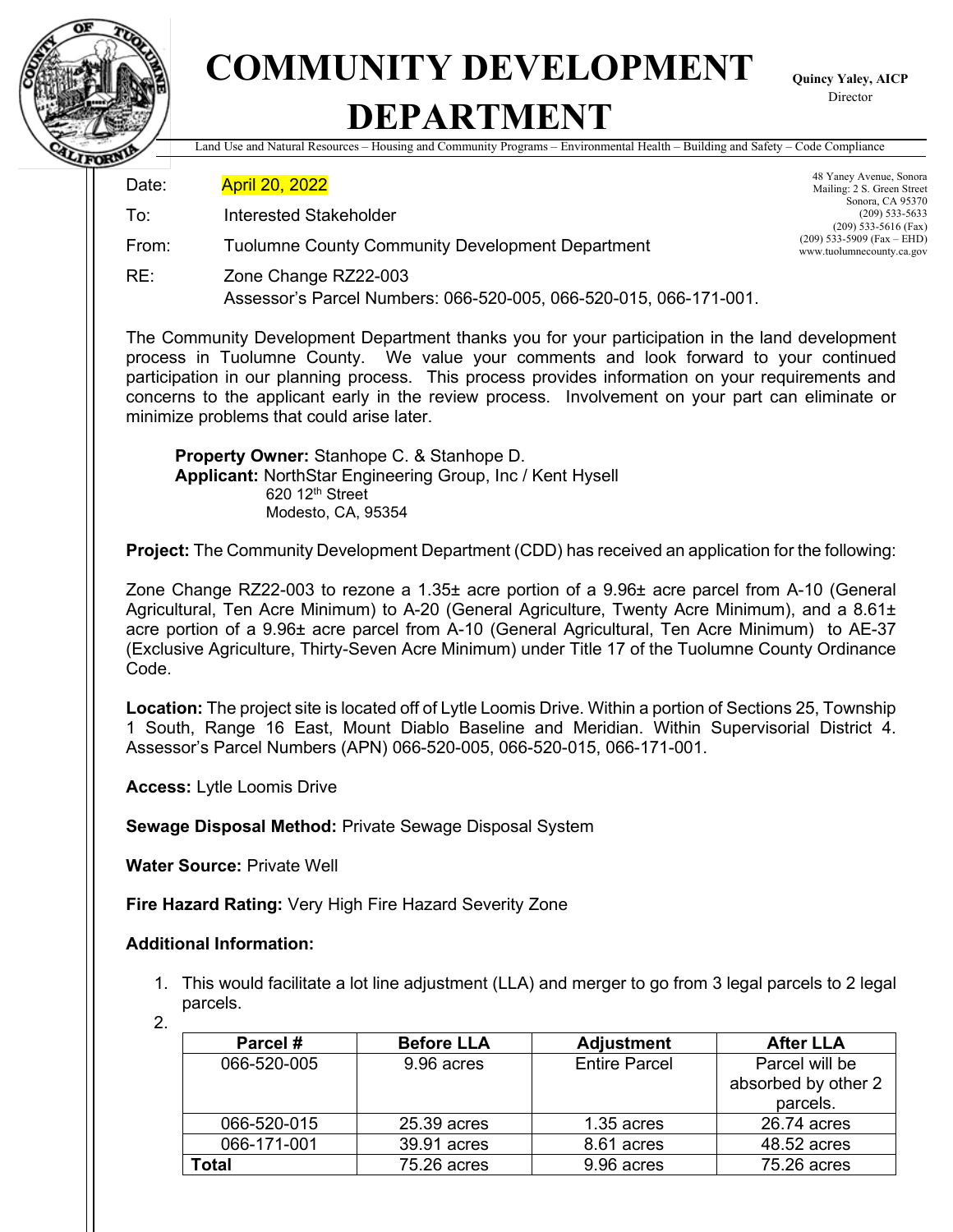# COMMUNITY DEVELOPMENT DEPARTMENT

**Quincy Yaley, AICP**
Director

Land Use and Natural Resources – Housing and Community Programs – Environmental Health – Building and Safety – Code Compliance

48 Yaney Avenue, Sonora
Mailing: 2 S. Green Street
Sonora, CA 95370
(209) 533-5633
(209) 533-5616 (Fax)
(209) 533-5909 (Fax – EHD)
www.tuolumnecounty.ca.gov

Date: April 20, 2022

To: Interested Stakeholder

From: Tuolumne County Community Development Department

RE: Zone Change RZ22-003
Assessor's Parcel Numbers: 066-520-005, 066-520-015, 066-171-001.

The Community Development Department thanks you for your participation in the land development process in Tuolumne County. We value your comments and look forward to your continued participation in our planning process. This process provides information on your requirements and concerns to the applicant early in the review process. Involvement on your part can eliminate or minimize problems that could arise later.

**Property Owner:** Stanhope C. & Stanhope D.
**Applicant:** NorthStar Engineering Group, Inc / Kent Hysell
620 12th Street
Modesto, CA, 95354

**Project:** The Community Development Department (CDD) has received an application for the following:

Zone Change RZ22-003 to rezone a 1.35± acre portion of a 9.96± acre parcel from A-10 (General Agricultural, Ten Acre Minimum) to A-20 (General Agriculture, Twenty Acre Minimum), and a 8.61± acre portion of a 9.96± acre parcel from A-10 (General Agricultural, Ten Acre Minimum) to AE-37 (Exclusive Agriculture, Thirty-Seven Acre Minimum) under Title 17 of the Tuolumne County Ordinance Code.

**Location:** The project site is located off of Lytle Loomis Drive. Within a portion of Sections 25, Township 1 South, Range 16 East, Mount Diablo Baseline and Meridian. Within Supervisorial District 4. Assessor's Parcel Numbers (APN) 066-520-005, 066-520-015, 066-171-001.

**Access:** Lytle Loomis Drive

**Sewage Disposal Method:** Private Sewage Disposal System

**Water Source:** Private Well

**Fire Hazard Rating:** Very High Fire Hazard Severity Zone

**Additional Information:**

1. This would facilitate a lot line adjustment (LLA) and merger to go from 3 legal parcels to 2 legal parcels.
2.

| Parcel # | Before LLA | Adjustment | After LLA |
|---|---|---|---|
| 066-520-005 | 9.96 acres | Entire Parcel | Parcel will be absorbed by other 2 parcels. |
| 066-520-015 | 25.39 acres | 1.35 acres | 26.74 acres |
| 066-171-001 | 39.91 acres | 8.61 acres | 48.52 acres |
| **Total** | 75.26 acres | 9.96 acres | 75.26 acres |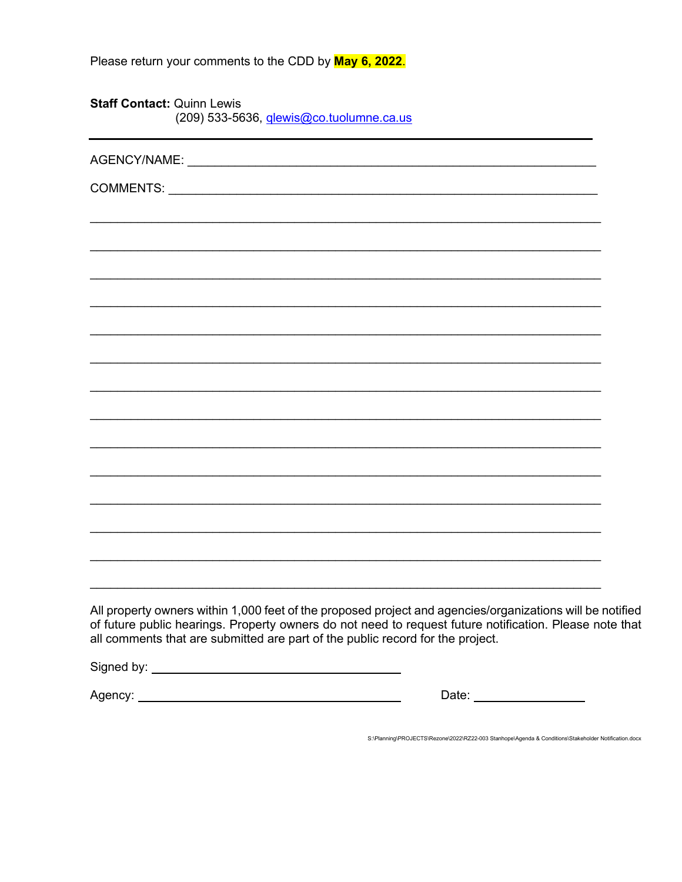Please return your comments to the CDD by **May 6, 2022**.

**Staff Contact:** Quinn Lewis
(209) 533-5636, qlewis@co.tuolumne.ca.us

---

AGENCY/NAME: ______________________________________________________________

COMMENTS: ________________________________________________________________

_________________________________________________________________________

_________________________________________________________________________

_________________________________________________________________________

_________________________________________________________________________

_________________________________________________________________________

_________________________________________________________________________

_________________________________________________________________________

_________________________________________________________________________

_________________________________________________________________________

_________________________________________________________________________

_________________________________________________________________________

_________________________________________________________________________

_________________________________________________________________________

_________________________________________________________________________

All property owners within 1,000 feet of the proposed project and agencies/organizations will be notified of future public hearings. Property owners do not need to request future notification. Please note that all comments that are submitted are part of the public record for the project.

Signed by: ______________________________________

Agency: ________________________________________ Date: ________________

S:\Planning\PROJECTS\Rezone\2022\RZ22-003 Stanhope\Agenda & Conditions\Stakeholder Notification.docx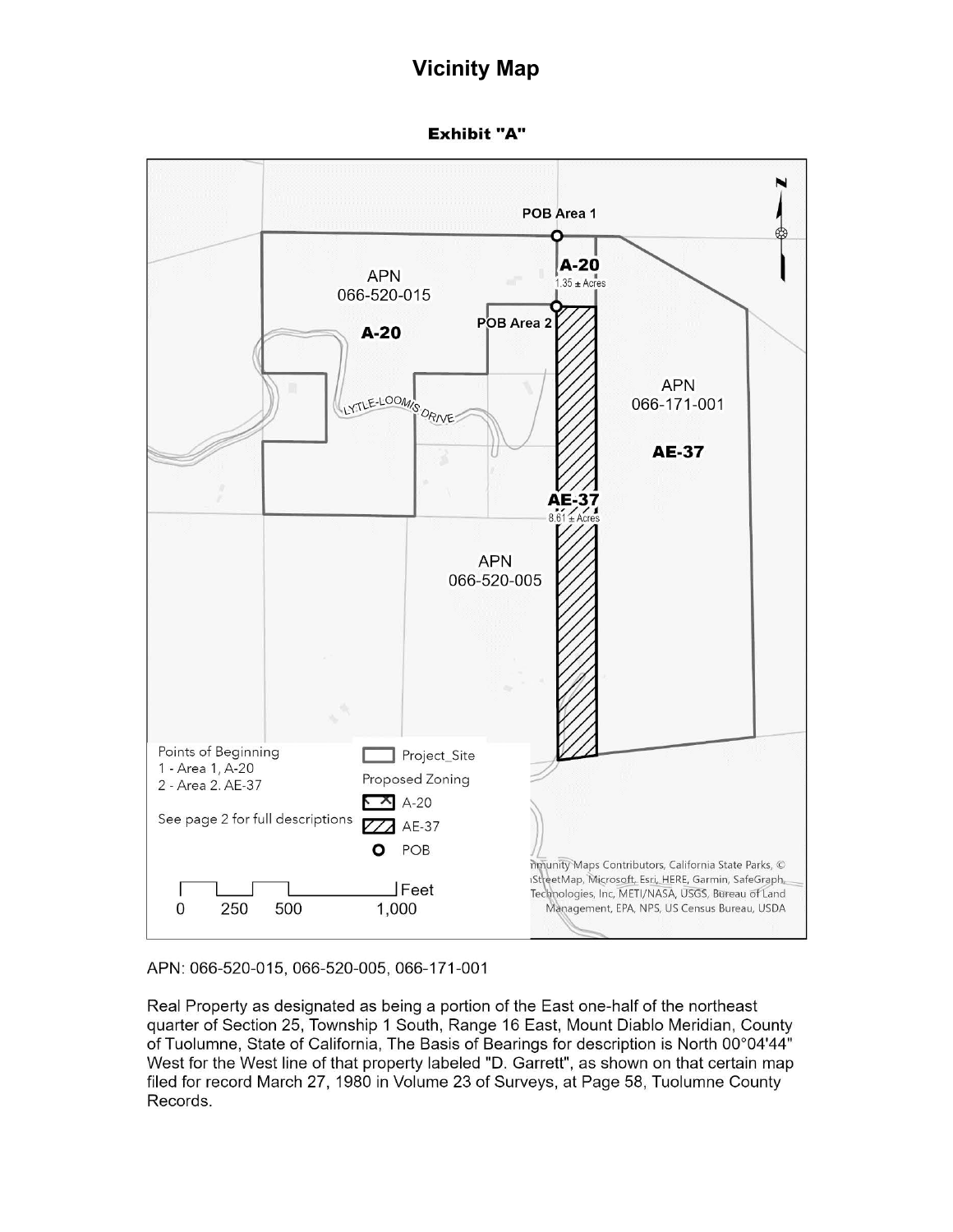# Vicinity Map

**Exhibit "A"**

APN: 066-520-015, 066-520-005, 066-171-001

Real Property as designated as being a portion of the East one-half of the northeast quarter of Section 25, Township 1 South, Range 16 East, Mount Diablo Meridian, County of Tuolumne, State of California, The Basis of Bearings for description is North 00°04'44" West for the West line of that property labeled "D. Garrett", as shown on that certain map filed for record March 27, 1980 in Volume 23 of Surveys, at Page 58, Tuolumne County Records.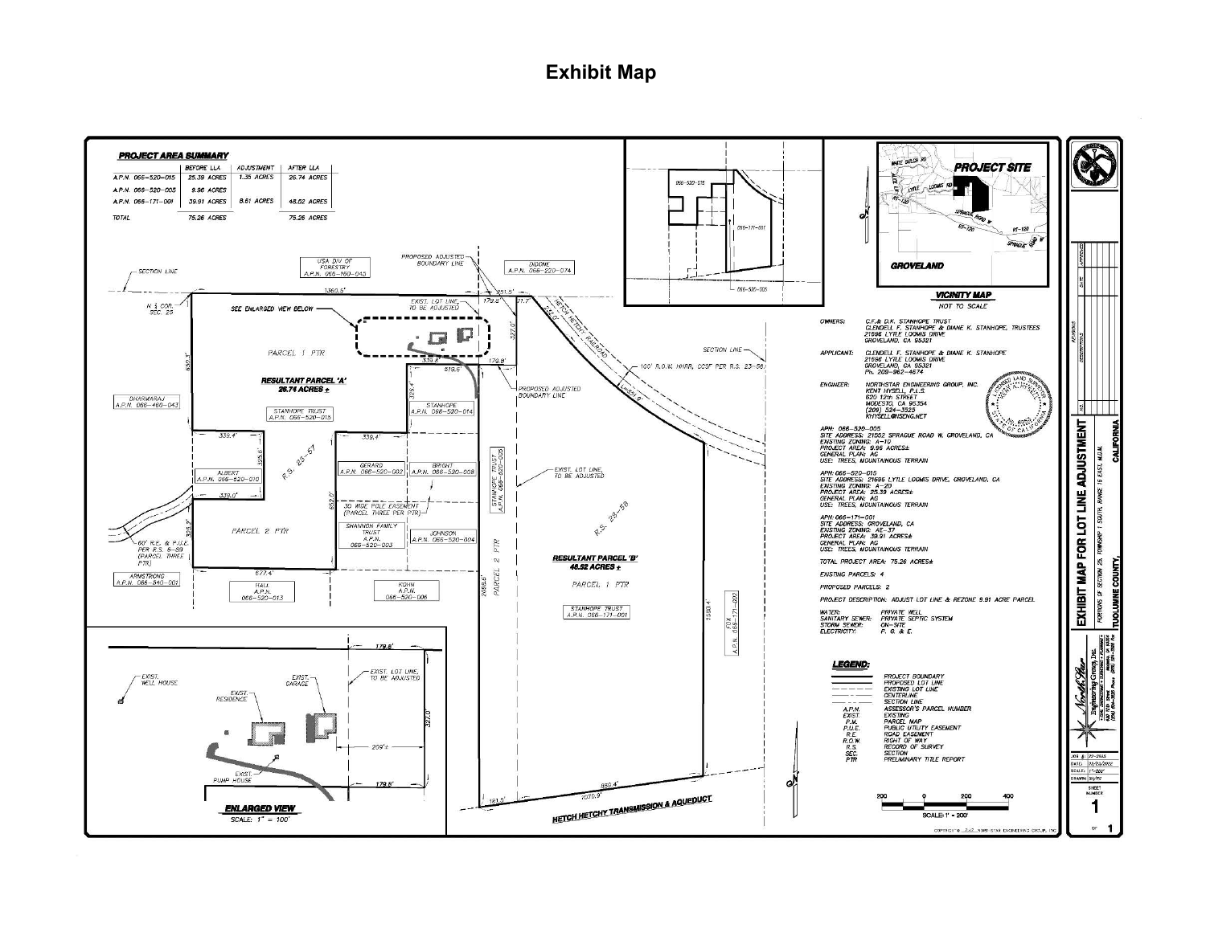# Exhibit Map

## PROJECT AREA SUMMARY

| | BEFORE LLA | ADJUSTMENT | AFTER LLA |
|---|---|---|---|
| A.P.N. 066-520-015 | 25.39 ACRES | 1.35 ACRES | 26.74 ACRES |
| A.P.N. 066-520-005 | 9.96 ACRES | | |
| A.P.N. 066-171-001 | 39.91 ACRES | 8.61 ACRES | 48.52 ACRES |
| TOTAL | 75.26 ACRES | | 75.26 ACRES |

SECTION LINE

USA DIV OF FORESTRY A.P.N. 066-160-045

PROPOSED ADJUSTED BOUNDARY LINE

DIDONE A.P.N. 066-220-074

N 1/4 COR. SEC. 25

SEE ENLARGED VIEW BELOW

EXIST. LOT LINE, TO BE ADJUSTED

HETCH HETCHY RAILROAD

PARCEL 1 PTR

RESULTANT PARCEL 'A' 26.74 ACRES ±

SECTION LINE

100' R.O.W. HHRR, CCSF PER R.S. 23-56

PROPOSED ADJUSTED BOUNDARY LINE

DHARMARAJ A.P.N. 066-460-043

STANHOPE TRUST A.P.N. 066-520-015

STANHOPE A.P.N. 066-520-014

R.S. 23-57

ALBERT A.P.N. 066-520-010

GERARD A.P.N. 066-520-002

BRIGHT A.P.N. 066-520-008

STANHOPE TRUST A.P.N. 066-520-005

EXIST. LOT LINE, TO BE ADJUSTED

R.S. 23-58

30' WIDE POLE EASEMENT (PARCEL THREE PER PTR)

SHANNON FAMILY TRUST A.P.N. 066-520-003

JOHNSON A.P.N. 066-520-004

PARCEL 2 PTR

60' R.E. & P.U.E. PER R.S. 8-89 (PARCEL THREE PTR)

ARMSTRONG A.P.N. 066-540-001

PARCEL 2 PTR

RESULTANT PARCEL 'B' 48.52 ACRES ±

PARCEL 1 PTR

HALL A.P.N. 066-520-013

KOHN A.P.N. 066-520-006

STANHOPE TRUST A.P.N. 066-171-001

FOX A.P.N. 066-171-002

HETCH HETCHY TRANSMISSION & AQUEDUCT

1360.5' 251.5' 179.9' 21.7' 236.0' 327.0' 339.8' 519.6' 179.8' 1485.9' 325.4' 650.3' 339.4' 329.6' 339.4' 339.0' 652.0' 329.3' 677.4' 2088.6' 1580.4' 161.5' 1070.9' 888.4'

### ENLARGED VIEW

SCALE: 1" = 100'

EXIST. WELL HOUSE

EXIST. GARAGE

EXIST. RESIDENCE

EXIST. LOT LINE, TO BE ADJUSTED

EXIST. PUMP HOUSE

179.8' 327.0' 209'± 179.8'

066-520-015

066-171-001

066-520-005

### VICINITY MAP

NOT TO SCALE

PROJECT SITE

WHITE GULCH RD

LYTLE LOOMIS RD

RT-120

SPRAGUE ROAD W

GROVELAND

OWNERS: C.F.& D.K. STANHOPE TRUST
GLENDELL F. STANHOPE & DIANE K. STANHOPE, TRUSTEES
21696 LYTLE LOOMIS DRIVE
GROVELAND, CA 95321

APPLICANT: GLENDELL F. STANHOPE & DIANE K. STANHOPE
21696 LYTLE LOOMIS DRIVE
GROVELAND, CA 95321
Ph. 209-962-4674

ENGINEER: NORTHSTAR ENGINEERING GROUP, INC.
KENT HYSELL, P.L.S.
620 12th STREET
MODESTO, CA 95354
(209) 524-3525
KHYSELL@NSENG.NET

APN: 066-520-005
SITE ADDRESS: 21052 SPRAGUE ROAD W, GROVELAND, CA
EXISTING ZONING: A-10
PROJECT AREA: 9.96 ACRES±
GENERAL PLAN: AG
USE: TREES, MOUNTAINOUS TERRAIN

APN: 066-520-015
SITE ADDRESS: 21696 LYTLE LOOMIS DRIVE, GROVELAND, CA
EXISTING ZONING: A-20
PROJECT AREA: 25.39 ACRES±
GENERAL PLAN: AG
USE: TREES, MOUNTAINOUS TERRAIN

APN: 066-171-001
SITE ADDRESS: GROVELAND, CA
EXISTING ZONING: AE-37
PROJECT AREA: 39.91 ACRES±
GENERAL PLAN: AG
USE: TREES, MOUNTAINOUS TERRAIN

TOTAL PROJECT AREA: 75.26 ACRES±

EXISTING PARCELS: 4

PROPOSED PARCELS: 2

PROJECT DESCRIPTION: ADJUST LOT LINE & REZONE 9.91 ACRE PARCEL

WATER: PRIVATE WELL
SANITARY SEWER: PRIVATE SEPTIC SYSTEM
STORM SEWER: ON-SITE
ELECTRICITY: P. G. & E.

### LEGEND:

PROJECT BOUNDARY
PROPOSED LOT LINE
EXISTING LOT LINE
CENTERLINE
SECTION LINE

A.P.N. ASSESSOR'S PARCEL NUMBER
EXIST. EXISTING
P.M. PARCEL MAP
P.U.E. PUBLIC UTILITY EASEMENT
R.E. ROAD EASEMENT
R.O.W. RIGHT OF WAY
R.S. RECORD OF SURVEY
SEC. SECTION
PTR PRELIMINARY TITLE REPORT

200 0 200 400

SCALE: 1" = 200'

COPYRIGHT © 2022 NORTHSTAR ENGINEERING GROUP, INC.

**EXHIBIT MAP FOR LOT LINE ADJUSTMENT**

PORTIONS OF SECTION 25, TOWNSHIP 1 SOUTH, RANGE 16 EAST, M.D.M.

TUOLUMNE COUNTY, CALIFORNIA

NorthStar Engineering Group, Inc.
620 12th Street, Modesto, CA 95354

JOB #: 22-2565
DATE: 10/03/2022
SCALE: 1"=200'

SHEET NUMBER 1 OF 1